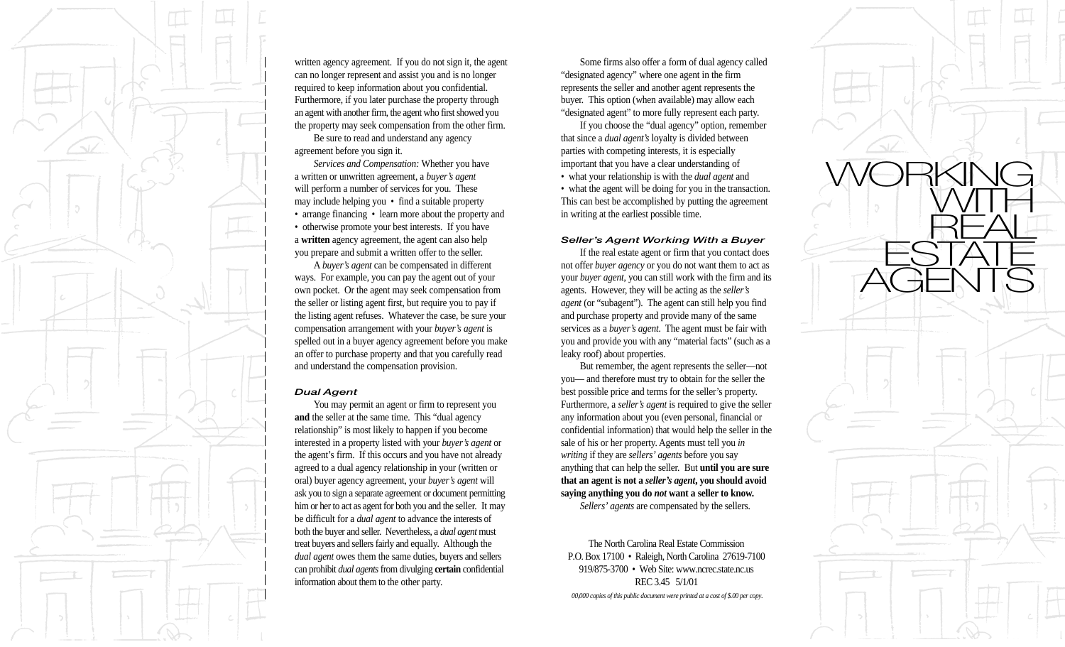written agency agreement. If you do not sign it, the agent can no longer represent and assist you and is no longer required to keep information about you confidential. Furthermore, if you later purchase the property through an agent with another firm, the agent who first showed you the property may seek compensation from the other firm.

Be sure to read and understand any agency agreement before you sign it.

*Services and Compensation:* Whether you have a written or unwritten agreement, a *buyer's agent* will perform a number of services for you. These may include helping you • find a suitable property • arrange financing • learn more about the property and • otherwise promote your best interests. If you have a **written** agency agreement, the agent can also help you prepare and submit a written offer to the seller.

A *buyer's agent* can be compensated in different ways. For example, you can pay the agent out of your own pocket. Or the agent may seek compensation from the seller or listing agent first, but require you to pay if the listing agent refuses. Whatever the case, be sure your compensation arrangement with your *buyer's agent* is spelled out in a buyer agency agreement before you make an offer to purchase property and that you carefully read and understand the compensation provision.

### Dual Agent

You may permit an agent or firm to represent you **and** the seller at the same time. This "dual agency relationship" is most likely to happen if you become interested in a property listed with your *buyer's agent* or the agent's firm. If this occurs and you have not already agreed to a dual agency relationship in your (written or oral) buyer agency agreement, your *buyer's agent* will ask you to sign a separate agreement or document permitting him or her to act as agent for both you and the seller. It may be difficult for a *dual agent* to advance the interests of both the buyer and seller. Nevertheless, a *dual agent* must treat buyers and sellers fairly and equally. Although the *dual agent* owes them the same duties, buyers and sellers can prohibit *dual agents* from divulging **certain** confidential information about them to the other party.

Some firms also offer a form of dual agency called "designated agency" where one agent in the firm represents the seller and another agent represents the buyer. This option (when available) may allow each "designated agent" to more fully represent each party.

If you choose the "dual agency" option, remember that since a *dual agent's* loyalty is divided between parties with competing interests, it is especially important that you have a clear understanding of

- what your relationship is with the *dual agent* and
- what the agent will be doing for you in the transaction.

This can best be accomplished by putting the agreement in writing at the earliest possible time.

### Seller's Agent Working With a Buyer

If the real estate agent or firm that you contact does not offer *buyer agency* or you do not want them to act as your *buyer agent*, you can still work with the firm and its agents. However, they will be acting as the *seller's agent* (or "subagent"). The agent can still help you find and purchase property and provide many of the same services as a *buyer's agent*. The agent must be fair with you and provide you with any "material facts" (such as a leaky roof) about properties.

But remember, the agent represents the seller—not you— and therefore must try to obtain for the seller the best possible price and terms for the seller's property. Furthermore, a *seller's agent* is required to give the seller any information about you (even personal, financial or confidential information) that would help the seller in the sale of his or her property. Agents must tell you *in writing* if they are *sellers' agents* before you say anything that can help the seller. But **until you are sure that an agent is not a *seller's agent*, you should avoid saying anything you do *not* want a seller to know.**

*Sellers' agents* are compensated by the sellers.

The North Carolina Real Estate Commission
P.O. Box 17100 • Raleigh, North Carolina 27619-7100
919/875-3700 • Web Site: www.ncrec.state.nc.us
REC 3.45 5/1/01

*00,000 copies of this public document were printed at a cost of $.00 per copy.*

# WORKING WITH REAL ESTATE AGENTS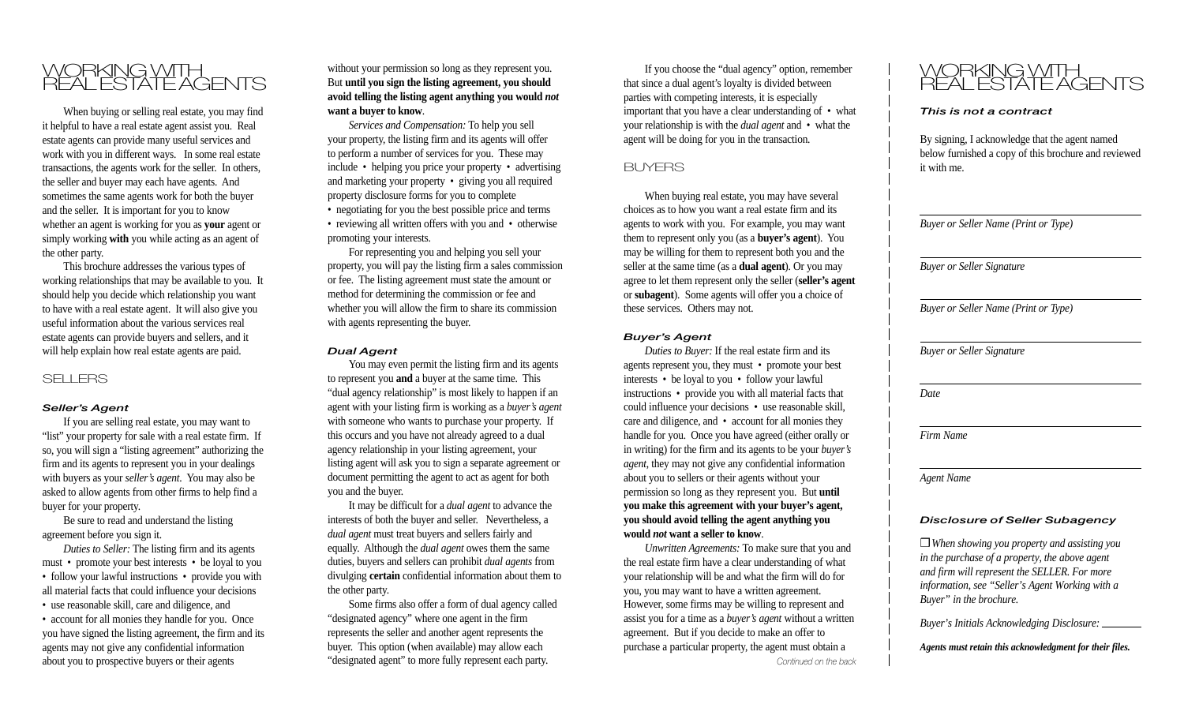# WORKING WITH REAL ESTATE AGENTS

When buying or selling real estate, you may find it helpful to have a real estate agent assist you. Real estate agents can provide many useful services and work with you in different ways. In some real estate transactions, the agents work for the seller. In others, the seller and buyer may each have agents. And sometimes the same agents work for both the buyer and the seller. It is important for you to know whether an agent is working for you as **your** agent or simply working **with** you while acting as an agent of the other party.

This brochure addresses the various types of working relationships that may be available to you. It should help you decide which relationship you want to have with a real estate agent. It will also give you useful information about the various services real estate agents can provide buyers and sellers, and it will help explain how real estate agents are paid.

## SELLERS

### Seller's Agent

If you are selling real estate, you may want to "list" your property for sale with a real estate firm. If so, you will sign a "listing agreement" authorizing the firm and its agents to represent you in your dealings with buyers as your *seller's agent*. You may also be asked to allow agents from other firms to help find a buyer for your property.

Be sure to read and understand the listing agreement before you sign it.

*Duties to Seller:* The listing firm and its agents must • promote your best interests • be loyal to you • follow your lawful instructions • provide you with all material facts that could influence your decisions • use reasonable skill, care and diligence, and • account for all monies they handle for you. Once you have signed the listing agreement, the firm and its agents may not give any confidential information about you to prospective buyers or their agents without your permission so long as they represent you. But **until you sign the listing agreement, you should avoid telling the listing agent anything you would *not* want a buyer to know**.

*Services and Compensation:* To help you sell your property, the listing firm and its agents will offer to perform a number of services for you. These may include • helping you price your property • advertising and marketing your property • giving you all required property disclosure forms for you to complete • negotiating for you the best possible price and terms • reviewing all written offers with you and • otherwise promoting your interests.

For representing you and helping you sell your property, you will pay the listing firm a sales commission or fee. The listing agreement must state the amount or method for determining the commission or fee and whether you will allow the firm to share its commission with agents representing the buyer.

### Dual Agent

You may even permit the listing firm and its agents to represent you **and** a buyer at the same time. This "dual agency relationship" is most likely to happen if an agent with your listing firm is working as a *buyer's agent* with someone who wants to purchase your property. If this occurs and you have not already agreed to a dual agency relationship in your listing agreement, your listing agent will ask you to sign a separate agreement or document permitting the agent to act as agent for both you and the buyer.

It may be difficult for a *dual agent* to advance the interests of both the buyer and seller. Nevertheless, a *dual agent* must treat buyers and sellers fairly and equally. Although the *dual agent* owes them the same duties, buyers and sellers can prohibit *dual agents* from divulging **certain** confidential information about them to the other party.

Some firms also offer a form of dual agency called "designated agency" where one agent in the firm represents the seller and another agent represents the buyer. This option (when available) may allow each "designated agent" to more fully represent each party.

If you choose the "dual agency" option, remember that since a dual agent's loyalty is divided between parties with competing interests, it is especially important that you have a clear understanding of • what your relationship is with the *dual agent* and • what the agent will be doing for you in the transaction.

## BUYERS

When buying real estate, you may have several choices as to how you want a real estate firm and its agents to work with you. For example, you may want them to represent only you (as a **buyer's agent**). You may be willing for them to represent both you and the seller at the same time (as a **dual agent**). Or you may agree to let them represent only the seller (**seller's agent** or **subagent**). Some agents will offer you a choice of these services. Others may not.

### Buyer's Agent

*Duties to Buyer:* If the real estate firm and its agents represent you, they must • promote your best interests • be loyal to you • follow your lawful instructions • provide you with all material facts that could influence your decisions • use reasonable skill, care and diligence, and • account for all monies they handle for you. Once you have agreed (either orally or in writing) for the firm and its agents to be your *buyer's agent*, they may not give any confidential information about you to sellers or their agents without your permission so long as they represent you. But **until you make this agreement with your buyer's agent, you should avoid telling the agent anything you would *not* want a seller to know**.

*Unwritten Agreements:* To make sure that you and the real estate firm have a clear understanding of what your relationship will be and what the firm will do for you, you may want to have a written agreement. However, some firms may be willing to represent and assist you for a time as a *buyer's agent* without a written agreement. But if you decide to make an offer to purchase a particular property, the agent must obtain a

*Continued on the back*

# WORKING WITH REAL ESTATE AGENTS

### This is not a contract

By signing, I acknowledge that the agent named below furnished a copy of this brochure and reviewed it with me.

_______________________________
*Buyer or Seller Name (Print or Type)*

_______________________________
*Buyer or Seller Signature*

_______________________________
*Buyer or Seller Name (Print or Type)*

_______________________________
*Buyer or Seller Signature*

_______________________________
*Date*

_______________________________
*Firm Name*

_______________________________
*Agent Name*

### Disclosure of Seller Subagency

❒ *When showing you property and assisting you in the purchase of a property, the above agent and firm will represent the SELLER. For more information, see "Seller's Agent Working with a Buyer" in the brochure.*

*Buyer's Initials Acknowledging Disclosure:* ________

***Agents must retain this acknowledgment for their files.***